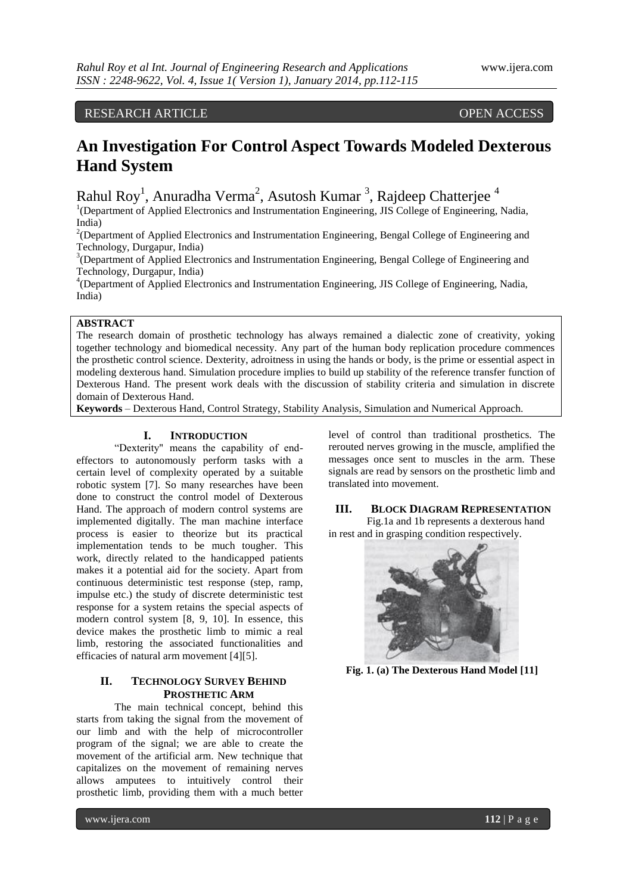RESEARCH ARTICLE OPEN ACCESS

# An Investigation For Control Aspect Towards Modeled Dexterous Hand System

Rahul Roy[1], Anuradha Verma[2], Asutosh Kumar [3], Rajdeep Chatterjee [4]

[1](Department of Applied Electronics and Instrumentation Engineering, JIS College of Engineering, Nadia, India)

[2](Department of Applied Electronics and Instrumentation Engineering, Bengal College of Engineering and Technology, Durgapur, India)

[3](Department of Applied Electronics and Instrumentation Engineering, Bengal College of Engineering and Technology, Durgapur, India)

[4](Department of Applied Electronics and Instrumentation Engineering, JIS College of Engineering, Nadia, India)

**ABSTRACT**

The research domain of prosthetic technology has always remained a dialectic zone of creativity, yoking together technology and biomedical necessity. Any part of the human body replication procedure commences the prosthetic control science. Dexterity, adroitness in using the hands or body, is the prime or essential aspect in modeling dexterous hand. Simulation procedure implies to build up stability of the reference transfer function of Dexterous Hand. The present work deals with the discussion of stability criteria and simulation in discrete domain of Dexterous Hand.

**Keywords** – Dexterous Hand, Control Strategy, Stability Analysis, Simulation and Numerical Approach.

## I. Introduction

"Dexterity" means the capability of end-effectors to autonomously perform tasks with a certain level of complexity operated by a suitable robotic system [7]. So many researches have been done to construct the control model of Dexterous Hand. The approach of modern control systems are implemented digitally. The man machine interface process is easier to theorize but its practical implementation tends to be much tougher. This work, directly related to the handicapped patients makes it a potential aid for the society. Apart from continuous deterministic test response (step, ramp, impulse etc.) the study of discrete deterministic test response for a system retains the special aspects of modern control system [8, 9, 10]. In essence, this device makes the prosthetic limb to mimic a real limb, restoring the associated functionalities and efficacies of natural arm movement [4][5].

## II. Technology Survey Behind Prosthetic Arm

The main technical concept, behind this starts from taking the signal from the movement of our limb and with the help of microcontroller program of the signal; we are able to create the movement of the artificial arm. New technique that capitalizes on the movement of remaining nerves allows amputees to intuitively control their prosthetic limb, providing them with a much better level of control than traditional prosthetics. The rerouted nerves growing in the muscle, amplified the messages once sent to muscles in the arm. These signals are read by sensors on the prosthetic limb and translated into movement.

## III. Block Diagram Representation

Fig.1a and 1b represents a dexterous hand in rest and in grasping condition respectively.

**Fig. 1. (a) The Dexterous Hand Model [11]**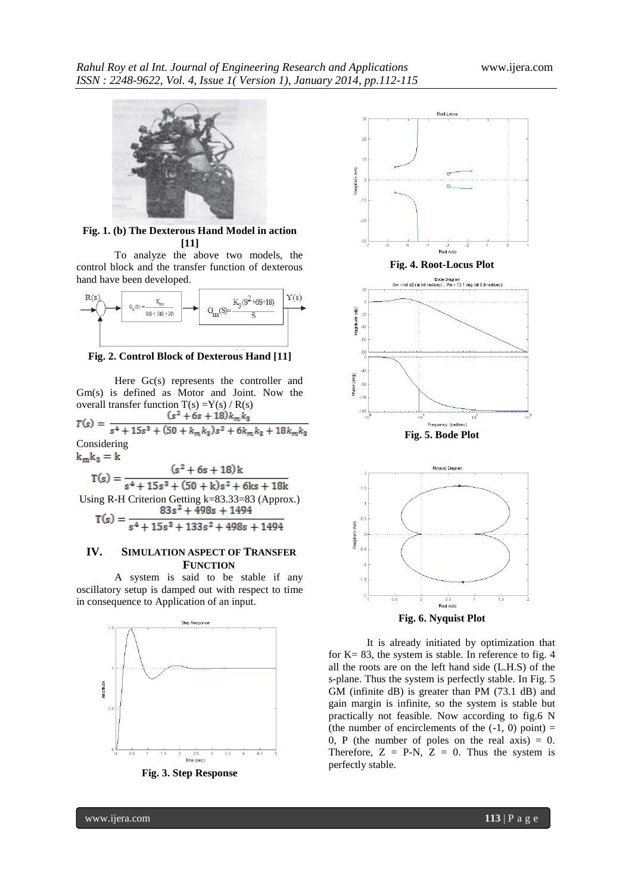Fig. 1. (b) The Dexterous Hand Model in action [11]

To analyze the above two models, the control block and the transfer function of dexterous hand have been developed.

R(s)

$G_c(S) = \frac{K_m}{S(S+5)(S+20)}$

$G_m(S) = \frac{K_3(S^2+6S+18)}{S}$

Y(s)

Fig. 2. Control Block of Dexterous Hand [11]

Here Gc(s) represents the controller and Gm(s) is defined as Motor and Joint. Now the overall transfer function T(s) =Y(s) / R(s)

$$T(s) = \frac{(s^2+6s+18)k_m k_3}{s^4+15s^3+(50+k_m k_3)s^2+6k_m k_3+18k_m k_3}$$

Considering

$$k_m k_3 = k$$

$$T(s) = \frac{(s^2+6s+18)k}{s^4+15s^3+(50+k)s^2+6ks+18k}$$

Using R-H Criterion Getting k=83.33=83 (Approx.)

$$T(s) = \frac{83s^2+498s+1494}{s^4+15s^3+133s^2+498s+1494}$$

## IV. SIMULATION ASPECT OF TRANSFER FUNCTION

A system is said to be stable if any oscillatory setup is damped out with respect to time in consequence to Application of an input.

Step Response

Amplitude

Time (sec)

Fig. 3. Step Response

Root Locus

Imaginary Axis

Real Axis

Fig. 4. Root-Locus Plot

Bode Diagram

Gm = Inf dB (at Inf rad/sec) , Pm = 73.1 deg (at 8.9 rad/sec)

Magnitude (dB)

Phase (deg)

Frequency (rad/sec)

Fig. 5. Bode Plot

Nyquist Diagram

Imaginary Axis

Real Axis

Fig. 6. Nyquist Plot

It is already initiated by optimization that for K= 83, the system is stable. In reference to fig. 4 all the roots are on the left hand side (L.H.S) of the s-plane. Thus the system is perfectly stable. In Fig. 5 GM (infinite dB) is greater than PM (73.1 dB) and gain margin is infinite, so the system is stable but practically not feasible. Now according to fig.6 N (the number of encirclements of the (-1, 0) point) = 0, P (the number of poles on the real axis) = 0. Therefore, Z = P-N, Z = 0. Thus the system is perfectly stable.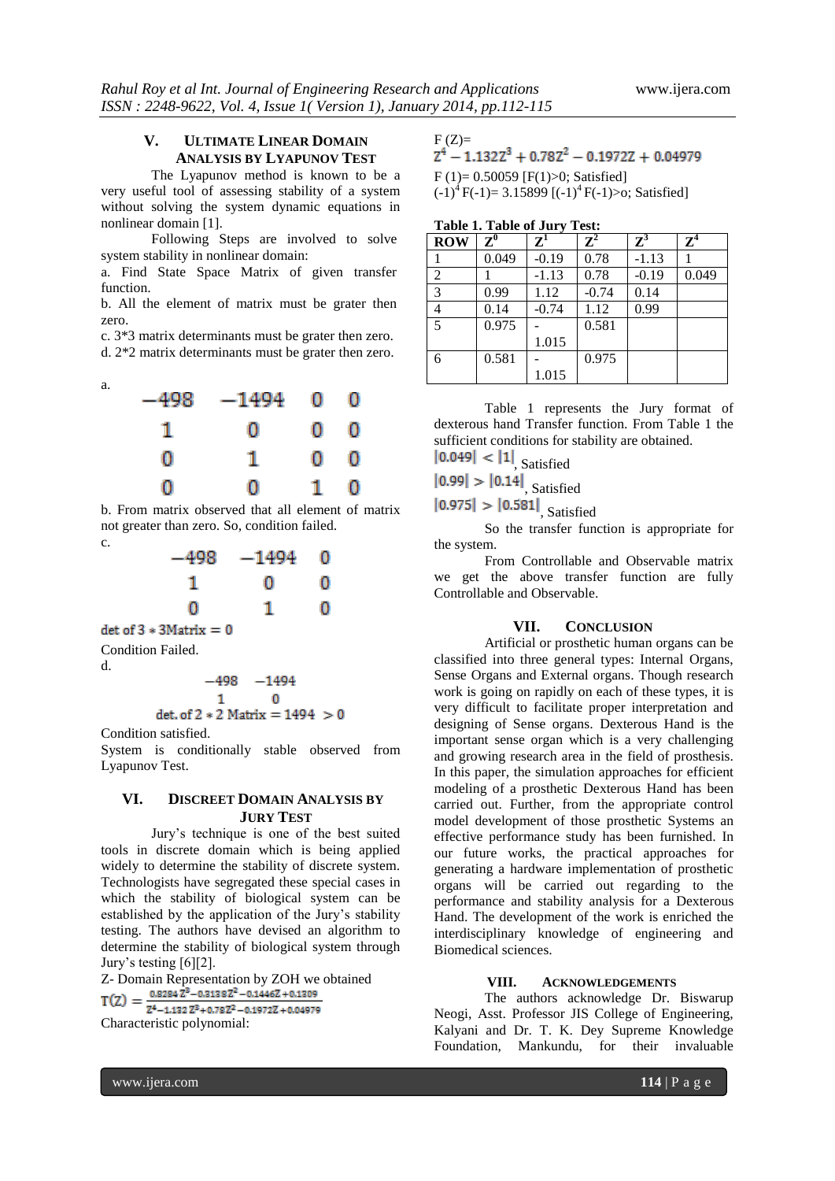## V. ULTIMATE LINEAR DOMAIN ANALYSIS BY LYAPUNOV TEST

The Lyapunov method is known to be a very useful tool of assessing stability of a system without solving the system dynamic equations in nonlinear domain [1].

Following Steps are involved to solve system stability in nonlinear domain:

a. Find State Space Matrix of given transfer function.

b. All the element of matrix must be grater then zero.

c. 3*3 matrix determinants must be grater then zero.

d. 2*2 matrix determinants must be grater then zero.

a.

$$\begin{matrix} -498 & -1494 & 0 & 0 \\ 1 & 0 & 0 & 0 \\ 0 & 1 & 0 & 0 \\ 0 & 0 & 1 & 0 \end{matrix}$$

b. From matrix observed that all element of matrix not greater than zero. So, condition failed.

c.

$$\begin{matrix} -498 & -1494 & 0 \\ 1 & 0 & 0 \\ 0 & 1 & 0 \end{matrix}$$

$\det \text{ of } 3 * 3\text{Matrix} = 0$

Condition Failed.

d.

$$\begin{matrix} -498 & -1494 \\ 1 & 0 \end{matrix}$$

$$\det.\text{ of } 2 * 2 \text{ Matrix} = 1494 > 0$$

Condition satisfied.

System is conditionally stable observed from Lyapunov Test.

## VI. DISCREET DOMAIN ANALYSIS BY JURY TEST

Jury's technique is one of the best suited tools in discrete domain which is being applied widely to determine the stability of discrete system. Technologists have segregated these special cases in which the stability of biological system can be established by the application of the Jury's stability testing. The authors have devised an algorithm to determine the stability of biological system through Jury's testing [6][2].

Z- Domain Representation by ZOH we obtained

$$T(Z) = \frac{0.8284 Z^3 - 0.3138 Z^2 - 0.1446Z + 0.1309}{Z^4 - 1.132 Z^3 + 0.78Z^2 - 0.1972Z + 0.04979}$$

Characteristic polynomial:

F (Z)=

$$Z^4 - 1.132Z^3 + 0.78Z^2 - 0.1972Z + 0.04979$$

F (1)= 0.50059 [F(1)>0; Satisfied]

$(-1)^4$F(-1)= 3.15899 [$(-1)^4$F(-1)>o; Satisfied]

**Table 1. Table of Jury Test:**

| ROW | $Z^0$ | $Z^1$ | $Z^2$ | $Z^3$ | $Z^4$ |
|---|---|---|---|---|---|
| 1 | 0.049 | -0.19 | 0.78 | -1.13 | 1 |
| 2 | 1 | -1.13 | 0.78 | -0.19 | 0.049 |
| 3 | 0.99 | 1.12 | -0.74 | 0.14 | |
| 4 | 0.14 | -0.74 | 1.12 | 0.99 | |
| 5 | 0.975 | -1.015 | 0.581 | | |
| 6 | 0.581 | -1.015 | 0.975 | | |

Table 1 represents the Jury format of dexterous hand Transfer function. From Table 1 the sufficient conditions for stability are obtained.

$|0.049| < |1|$, Satisfied

$|0.99| > |0.14|$, Satisfied

$|0.975| > |0.581|$, Satisfied

So the transfer function is appropriate for the system.

From Controllable and Observable matrix we get the above transfer function are fully Controllable and Observable.

## VII. CONCLUSION

Artificial or prosthetic human organs can be classified into three general types: Internal Organs, Sense Organs and External organs. Though research work is going on rapidly on each of these types, it is very difficult to facilitate proper interpretation and designing of Sense organs. Dexterous Hand is the important sense organ which is a very challenging and growing research area in the field of prosthesis. In this paper, the simulation approaches for efficient modeling of a prosthetic Dexterous Hand has been carried out. Further, from the appropriate control model development of those prosthetic Systems an effective performance study has been furnished. In our future works, the practical approaches for generating a hardware implementation of prosthetic organs will be carried out regarding to the performance and stability analysis for a Dexterous Hand. The development of the work is enriched the interdisciplinary knowledge of engineering and Biomedical sciences.

## VIII. ACKNOWLEDGEMENTS

The authors acknowledge Dr. Biswarup Neogi, Asst. Professor JIS College of Engineering, Kalyani and Dr. T. K. Dey Supreme Knowledge Foundation, Mankundu, for their invaluable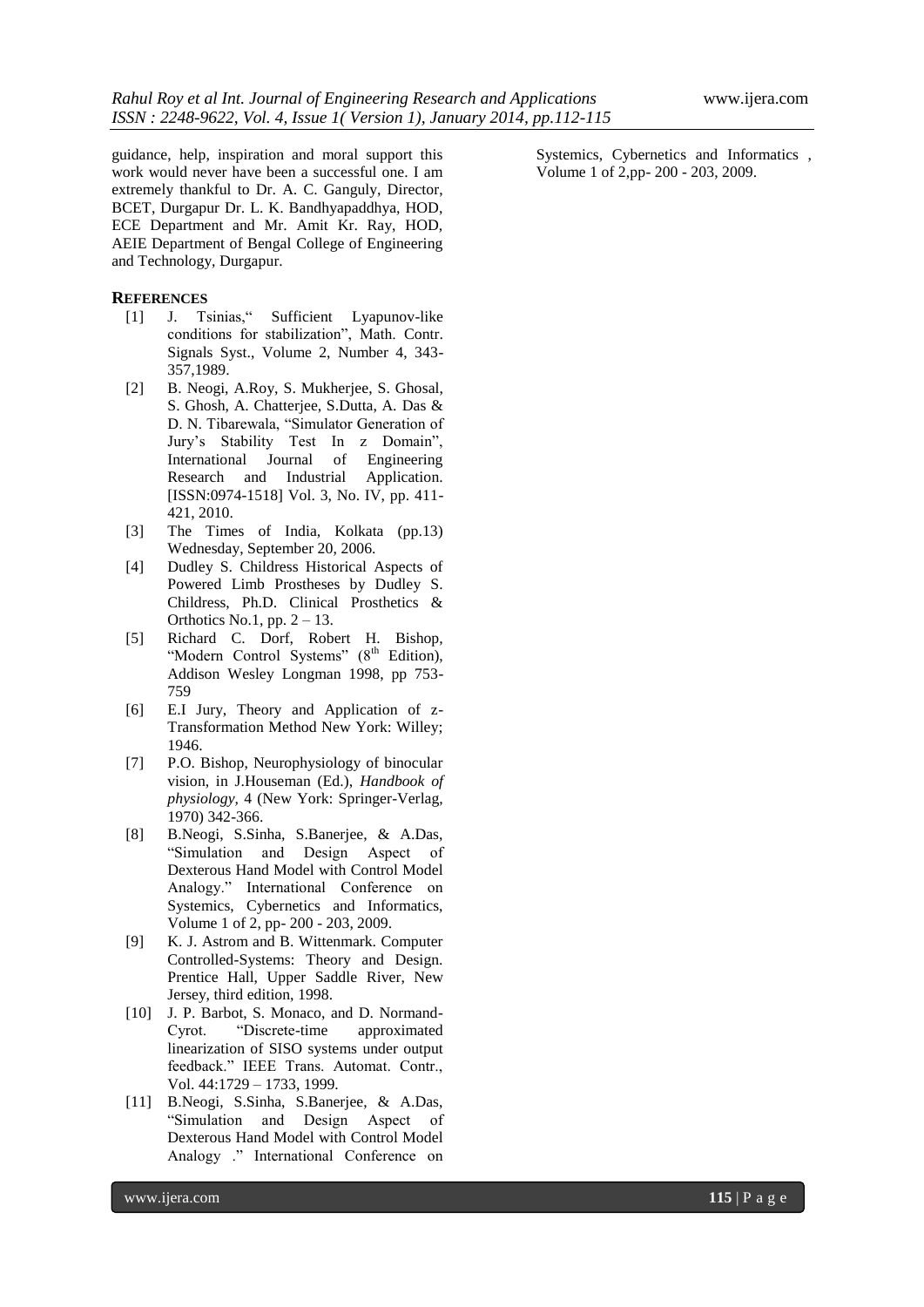guidance, help, inspiration and moral support this work would never have been a successful one. I am extremely thankful to Dr. A. C. Ganguly, Director, BCET, Durgapur Dr. L. K. Bandhyapaddhya, HOD, ECE Department and Mr. Amit Kr. Ray, HOD, AEIE Department of Bengal College of Engineering and Technology, Durgapur.

## REFERENCES

[1] J. Tsinias," Sufficient Lyapunov-like conditions for stabilization", Math. Contr. Signals Syst., Volume 2, Number 4, 343-357,1989.

[2] B. Neogi, A.Roy, S. Mukherjee, S. Ghosal, S. Ghosh, A. Chatterjee, S.Dutta, A. Das & D. N. Tibarewala, "Simulator Generation of Jury's Stability Test In z Domain", International Journal of Engineering Research and Industrial Application. [ISSN:0974-1518] Vol. 3, No. IV, pp. 411-421, 2010.

[3] The Times of India, Kolkata (pp.13) Wednesday, September 20, 2006.

[4] Dudley S. Childress Historical Aspects of Powered Limb Prostheses by Dudley S. Childress, Ph.D. Clinical Prosthetics & Orthotics No.1, pp. 2 – 13.

[5] Richard C. Dorf, Robert H. Bishop, "Modern Control Systems" (8th Edition), Addison Wesley Longman 1998, pp 753-759

[6] E.I Jury, Theory and Application of z-Transformation Method New York: Willey; 1946.

[7] P.O. Bishop, Neurophysiology of binocular vision, in J.Houseman (Ed.), *Handbook of physiology*, 4 (New York: Springer-Verlag, 1970) 342-366.

[8] B.Neogi, S.Sinha, S.Banerjee, & A.Das, "Simulation and Design Aspect of Dexterous Hand Model with Control Model Analogy." International Conference on Systemics, Cybernetics and Informatics, Volume 1 of 2, pp- 200 - 203, 2009.

[9] K. J. Astrom and B. Wittenmark. Computer Controlled-Systems: Theory and Design. Prentice Hall, Upper Saddle River, New Jersey, third edition, 1998.

[10] J. P. Barbot, S. Monaco, and D. Normand-Cyrot. "Discrete-time approximated linearization of SISO systems under output feedback." IEEE Trans. Automat. Contr., Vol. 44:1729 – 1733, 1999.

[11] B.Neogi, S.Sinha, S.Banerjee, & A.Das, "Simulation and Design Aspect of Dexterous Hand Model with Control Model Analogy ." International Conference on Systemics, Cybernetics and Informatics , Volume 1 of 2,pp- 200 - 203, 2009.